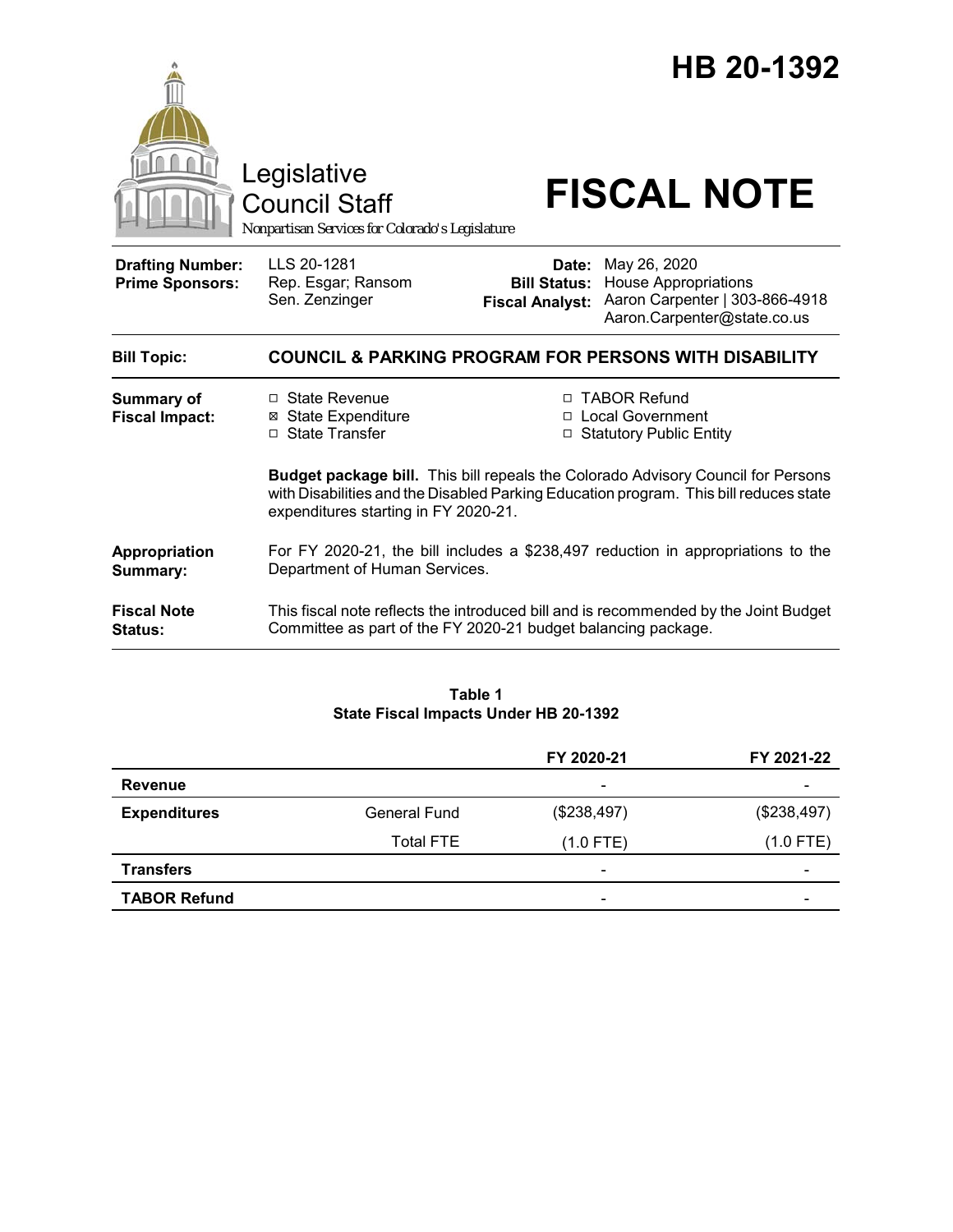# HB 20-1392

Legislative Council Staff

*Nonpartisan Services for Colorado's Legislature*

# FISCAL NOTE

| | | | |
|---|---|---|---|
| **Drafting Number:** | LLS 20-1281 | **Date:** | May 26, 2020 |
| **Prime Sponsors:** | Rep. Esgar; Ransom<br>Sen. Zenzinger | **Bill Status:** | House Appropriations |
| | | **Fiscal Analyst:** | Aaron Carpenter \| 303-866-4918<br>Aaron.Carpenter@state.co.us |

| | |
|---|---|
| **Bill Topic:** | **COUNCIL & PARKING PROGRAM FOR PERSONS WITH DISABILITY** |
| **Summary of Fiscal Impact:** | ☐ State Revenue<br>☒ State Expenditure<br>☐ State Transfer<br>☐ TABOR Refund<br>☐ Local Government<br>☐ Statutory Public Entity<br><br>**Budget package bill.** This bill repeals the Colorado Advisory Council for Persons with Disabilities and the Disabled Parking Education program. This bill reduces state expenditures starting in FY 2020-21. |
| **Appropriation Summary:** | For FY 2020-21, the bill includes a $238,497 reduction in appropriations to the Department of Human Services. |
| **Fiscal Note Status:** | This fiscal note reflects the introduced bill and is recommended by the Joint Budget Committee as part of the FY 2020-21 budget balancing package. |

**Table 1**
**State Fiscal Impacts Under HB 20-1392**

| | | FY 2020-21 | FY 2021-22 |
|---|---|---|---|
| **Revenue** | | - | - |
| **Expenditures** | General Fund | ($238,497) | ($238,497) |
| | Total FTE | (1.0 FTE) | (1.0 FTE) |
| **Transfers** | | - | - |
| **TABOR Refund** | | - | - |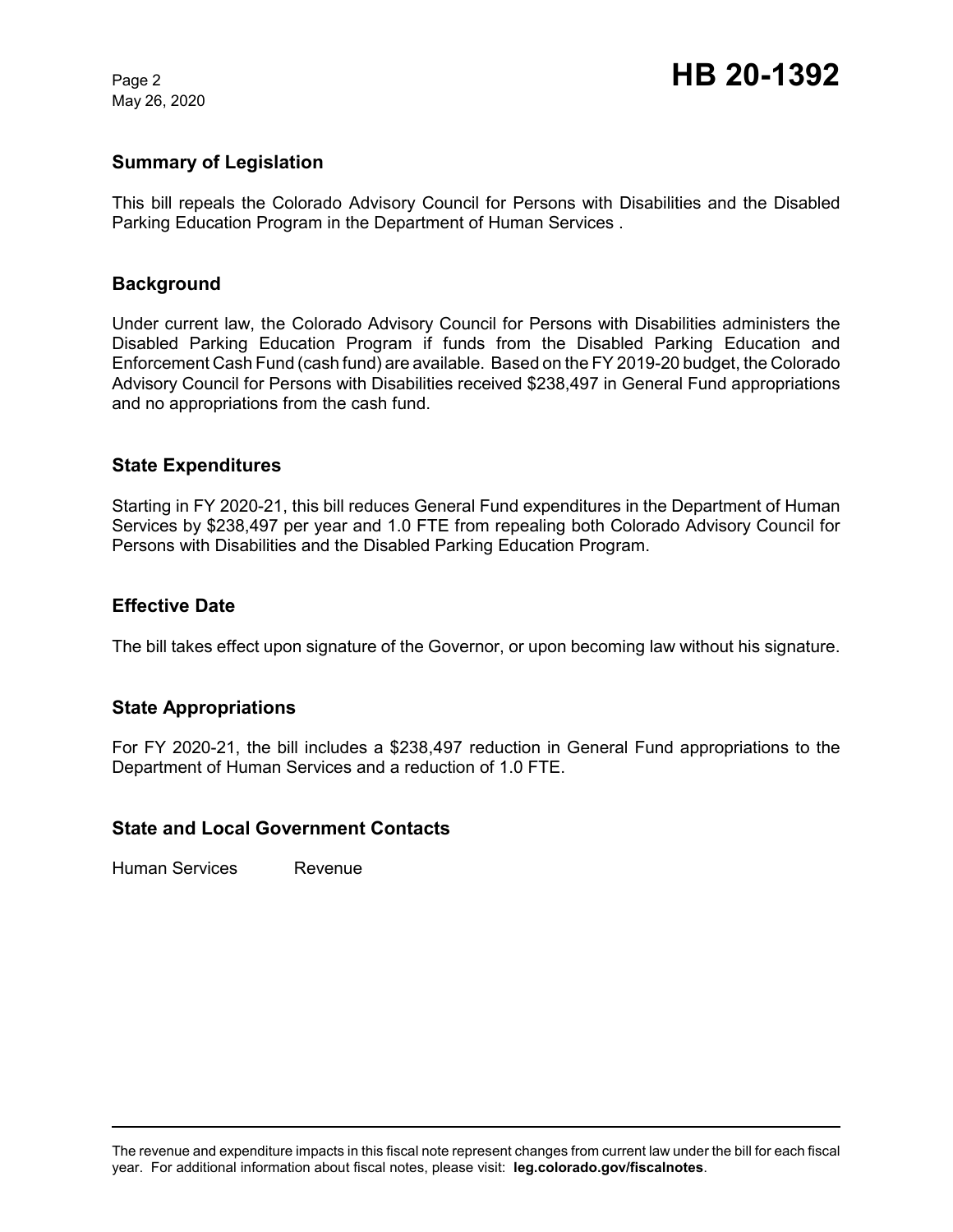## Summary of Legislation

This bill repeals the Colorado Advisory Council for Persons with Disabilities and the Disabled Parking Education Program in the Department of Human Services .

## Background

Under current law, the Colorado Advisory Council for Persons with Disabilities administers the Disabled Parking Education Program if funds from the Disabled Parking Education and Enforcement Cash Fund (cash fund) are available. Based on the FY 2019-20 budget, the Colorado Advisory Council for Persons with Disabilities received $238,497 in General Fund appropriations and no appropriations from the cash fund.

## State Expenditures

Starting in FY 2020-21, this bill reduces General Fund expenditures in the Department of Human Services by $238,497 per year and 1.0 FTE from repealing both Colorado Advisory Council for Persons with Disabilities and the Disabled Parking Education Program.

## Effective Date

The bill takes effect upon signature of the Governor, or upon becoming law without his signature.

## State Appropriations

For FY 2020-21, the bill includes a $238,497 reduction in General Fund appropriations to the Department of Human Services and a reduction of 1.0 FTE.

## State and Local Government Contacts

Human Services Revenue

The revenue and expenditure impacts in this fiscal note represent changes from current law under the bill for each fiscal year. For additional information about fiscal notes, please visit: **leg.colorado.gov/fiscalnotes**.